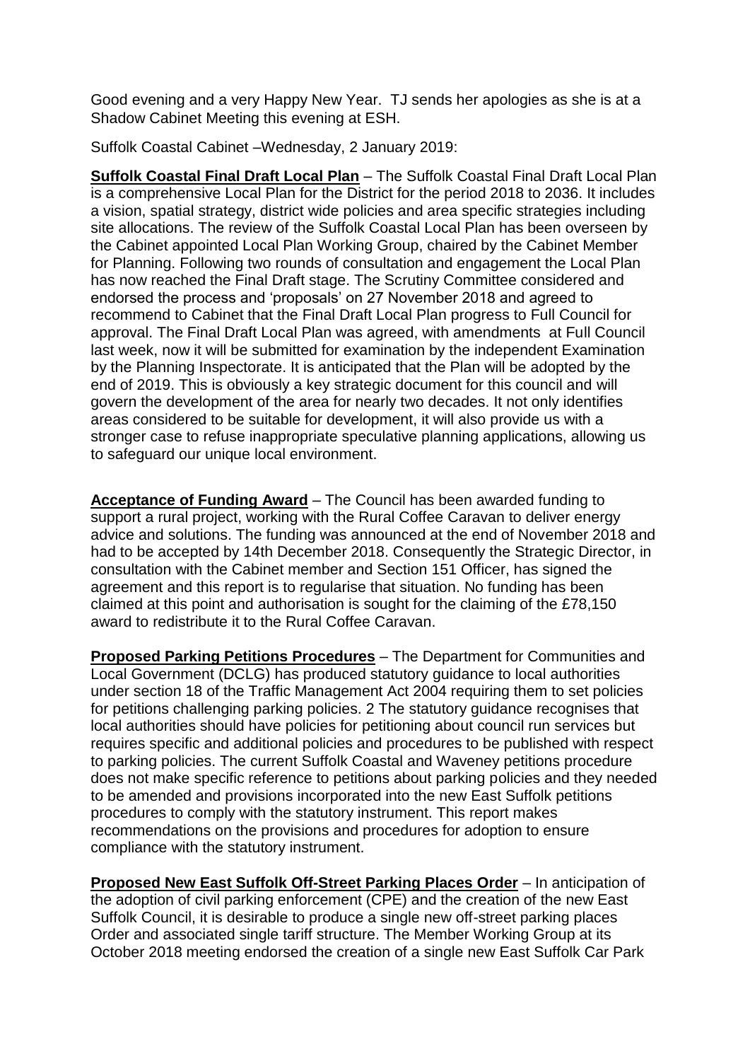Good evening and a very Happy New Year. TJ sends her apologies as she is at a Shadow Cabinet Meeting this evening at ESH.

Suffolk Coastal Cabinet –Wednesday, 2 January 2019:

**Suffolk Coastal Final Draft Local Plan** – The Suffolk Coastal Final Draft Local Plan is a comprehensive Local Plan for the District for the period 2018 to 2036. It includes a vision, spatial strategy, district wide policies and area specific strategies including site allocations. The review of the Suffolk Coastal Local Plan has been overseen by the Cabinet appointed Local Plan Working Group, chaired by the Cabinet Member for Planning. Following two rounds of consultation and engagement the Local Plan has now reached the Final Draft stage. The Scrutiny Committee considered and endorsed the process and 'proposals' on 27 November 2018 and agreed to recommend to Cabinet that the Final Draft Local Plan progress to Full Council for approval. The Final Draft Local Plan was agreed, with amendments at Full Council last week, now it will be submitted for examination by the independent Examination by the Planning Inspectorate. It is anticipated that the Plan will be adopted by the end of 2019. This is obviously a key strategic document for this council and will govern the development of the area for nearly two decades. It not only identifies areas considered to be suitable for development, it will also provide us with a stronger case to refuse inappropriate speculative planning applications, allowing us to safeguard our unique local environment.

**Acceptance of Funding Award** – The Council has been awarded funding to support a rural project, working with the Rural Coffee Caravan to deliver energy advice and solutions. The funding was announced at the end of November 2018 and had to be accepted by 14th December 2018. Consequently the Strategic Director, in consultation with the Cabinet member and Section 151 Officer, has signed the agreement and this report is to regularise that situation. No funding has been claimed at this point and authorisation is sought for the claiming of the £78,150 award to redistribute it to the Rural Coffee Caravan.

**Proposed Parking Petitions Procedures** – The Department for Communities and Local Government (DCLG) has produced statutory guidance to local authorities under section 18 of the Traffic Management Act 2004 requiring them to set policies for petitions challenging parking policies. 2 The statutory guidance recognises that local authorities should have policies for petitioning about council run services but requires specific and additional policies and procedures to be published with respect to parking policies. The current Suffolk Coastal and Waveney petitions procedure does not make specific reference to petitions about parking policies and they needed to be amended and provisions incorporated into the new East Suffolk petitions procedures to comply with the statutory instrument. This report makes recommendations on the provisions and procedures for adoption to ensure compliance with the statutory instrument.

**Proposed New East Suffolk Off-Street Parking Places Order** – In anticipation of the adoption of civil parking enforcement (CPE) and the creation of the new East Suffolk Council, it is desirable to produce a single new off-street parking places Order and associated single tariff structure. The Member Working Group at its October 2018 meeting endorsed the creation of a single new East Suffolk Car Park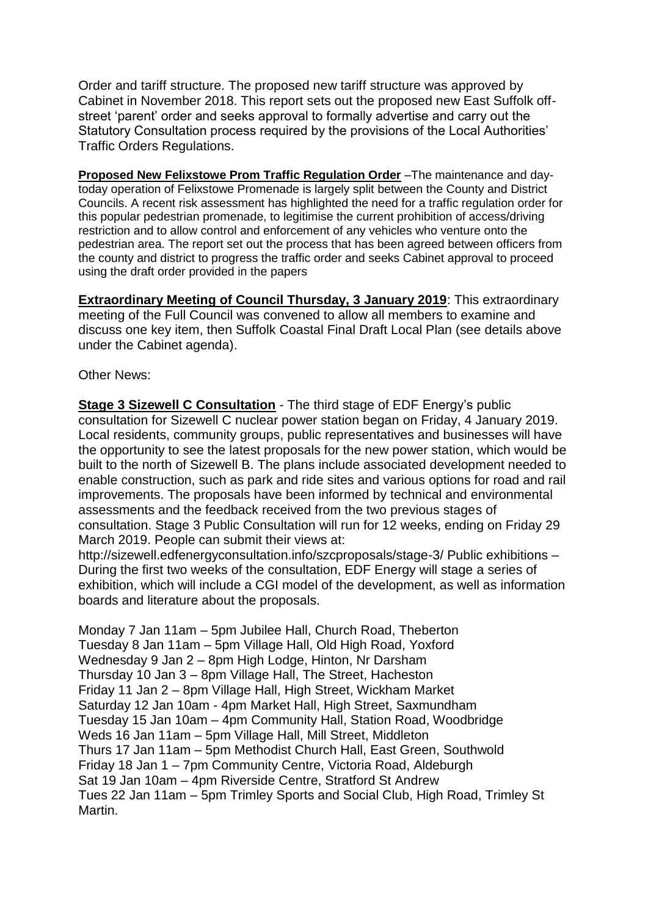Order and tariff structure. The proposed new tariff structure was approved by Cabinet in November 2018. This report sets out the proposed new East Suffolk off-street 'parent' order and seeks approval to formally advertise and carry out the Statutory Consultation process required by the provisions of the Local Authorities' Traffic Orders Regulations.

**Proposed New Felixstowe Prom Traffic Regulation Order** –The maintenance and day-today operation of Felixstowe Promenade is largely split between the County and District Councils. A recent risk assessment has highlighted the need for a traffic regulation order for this popular pedestrian promenade, to legitimise the current prohibition of access/driving restriction and to allow control and enforcement of any vehicles who venture onto the pedestrian area. The report set out the process that has been agreed between officers from the county and district to progress the traffic order and seeks Cabinet approval to proceed using the draft order provided in the papers

**Extraordinary Meeting of Council Thursday, 3 January 2019**: This extraordinary meeting of the Full Council was convened to allow all members to examine and discuss one key item, then Suffolk Coastal Final Draft Local Plan (see details above under the Cabinet agenda).

Other News:

**Stage 3 Sizewell C Consultation** - The third stage of EDF Energy's public consultation for Sizewell C nuclear power station began on Friday, 4 January 2019. Local residents, community groups, public representatives and businesses will have the opportunity to see the latest proposals for the new power station, which would be built to the north of Sizewell B. The plans include associated development needed to enable construction, such as park and ride sites and various options for road and rail improvements. The proposals have been informed by technical and environmental assessments and the feedback received from the two previous stages of consultation. Stage 3 Public Consultation will run for 12 weeks, ending on Friday 29 March 2019. People can submit their views at: http://sizewell.edfenergyconsultation.info/szcproposals/stage-3/ Public exhibitions – During the first two weeks of the consultation, EDF Energy will stage a series of exhibition, which will include a CGI model of the development, as well as information boards and literature about the proposals.

Monday 7 Jan 11am – 5pm Jubilee Hall, Church Road, Theberton
Tuesday 8 Jan 11am – 5pm Village Hall, Old High Road, Yoxford
Wednesday 9 Jan 2 – 8pm High Lodge, Hinton, Nr Darsham
Thursday 10 Jan 3 – 8pm Village Hall, The Street, Hacheston
Friday 11 Jan 2 – 8pm Village Hall, High Street, Wickham Market
Saturday 12 Jan 10am - 4pm Market Hall, High Street, Saxmundham
Tuesday 15 Jan 10am – 4pm Community Hall, Station Road, Woodbridge
Weds 16 Jan 11am – 5pm Village Hall, Mill Street, Middleton
Thurs 17 Jan 11am – 5pm Methodist Church Hall, East Green, Southwold
Friday 18 Jan 1 – 7pm Community Centre, Victoria Road, Aldeburgh
Sat 19 Jan 10am – 4pm Riverside Centre, Stratford St Andrew
Tues 22 Jan 11am – 5pm Trimley Sports and Social Club, High Road, Trimley St Martin.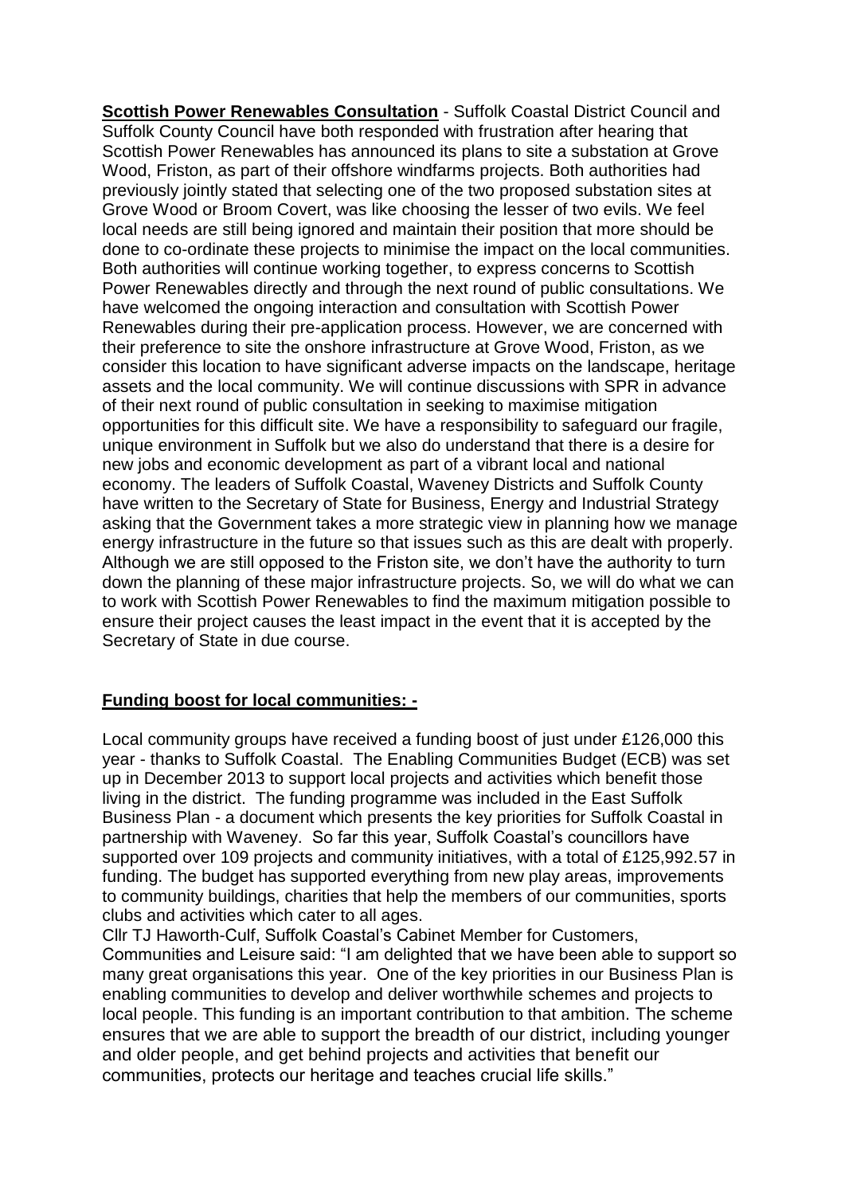**<u>Scottish Power Renewables Consultation</u>** - Suffolk Coastal District Council and Suffolk County Council have both responded with frustration after hearing that Scottish Power Renewables has announced its plans to site a substation at Grove Wood, Friston, as part of their offshore windfarms projects. Both authorities had previously jointly stated that selecting one of the two proposed substation sites at Grove Wood or Broom Covert, was like choosing the lesser of two evils. We feel local needs are still being ignored and maintain their position that more should be done to co-ordinate these projects to minimise the impact on the local communities. Both authorities will continue working together, to express concerns to Scottish Power Renewables directly and through the next round of public consultations. We have welcomed the ongoing interaction and consultation with Scottish Power Renewables during their pre-application process. However, we are concerned with their preference to site the onshore infrastructure at Grove Wood, Friston, as we consider this location to have significant adverse impacts on the landscape, heritage assets and the local community. We will continue discussions with SPR in advance of their next round of public consultation in seeking to maximise mitigation opportunities for this difficult site. We have a responsibility to safeguard our fragile, unique environment in Suffolk but we also do understand that there is a desire for new jobs and economic development as part of a vibrant local and national economy. The leaders of Suffolk Coastal, Waveney Districts and Suffolk County have written to the Secretary of State for Business, Energy and Industrial Strategy asking that the Government takes a more strategic view in planning how we manage energy infrastructure in the future so that issues such as this are dealt with properly. Although we are still opposed to the Friston site, we don't have the authority to turn down the planning of these major infrastructure projects. So, we will do what we can to work with Scottish Power Renewables to find the maximum mitigation possible to ensure their project causes the least impact in the event that it is accepted by the Secretary of State in due course.

**<u>Funding boost for local communities: -</u>**

Local community groups have received a funding boost of just under £126,000 this year - thanks to Suffolk Coastal. The Enabling Communities Budget (ECB) was set up in December 2013 to support local projects and activities which benefit those living in the district. The funding programme was included in the East Suffolk Business Plan - a document which presents the key priorities for Suffolk Coastal in partnership with Waveney. So far this year, Suffolk Coastal's councillors have supported over 109 projects and community initiatives, with a total of £125,992.57 in funding. The budget has supported everything from new play areas, improvements to community buildings, charities that help the members of our communities, sports clubs and activities which cater to all ages.

Cllr TJ Haworth-Culf, Suffolk Coastal's Cabinet Member for Customers, Communities and Leisure said: "I am delighted that we have been able to support so many great organisations this year. One of the key priorities in our Business Plan is enabling communities to develop and deliver worthwhile schemes and projects to local people. This funding is an important contribution to that ambition. The scheme ensures that we are able to support the breadth of our district, including younger and older people, and get behind projects and activities that benefit our communities, protects our heritage and teaches crucial life skills."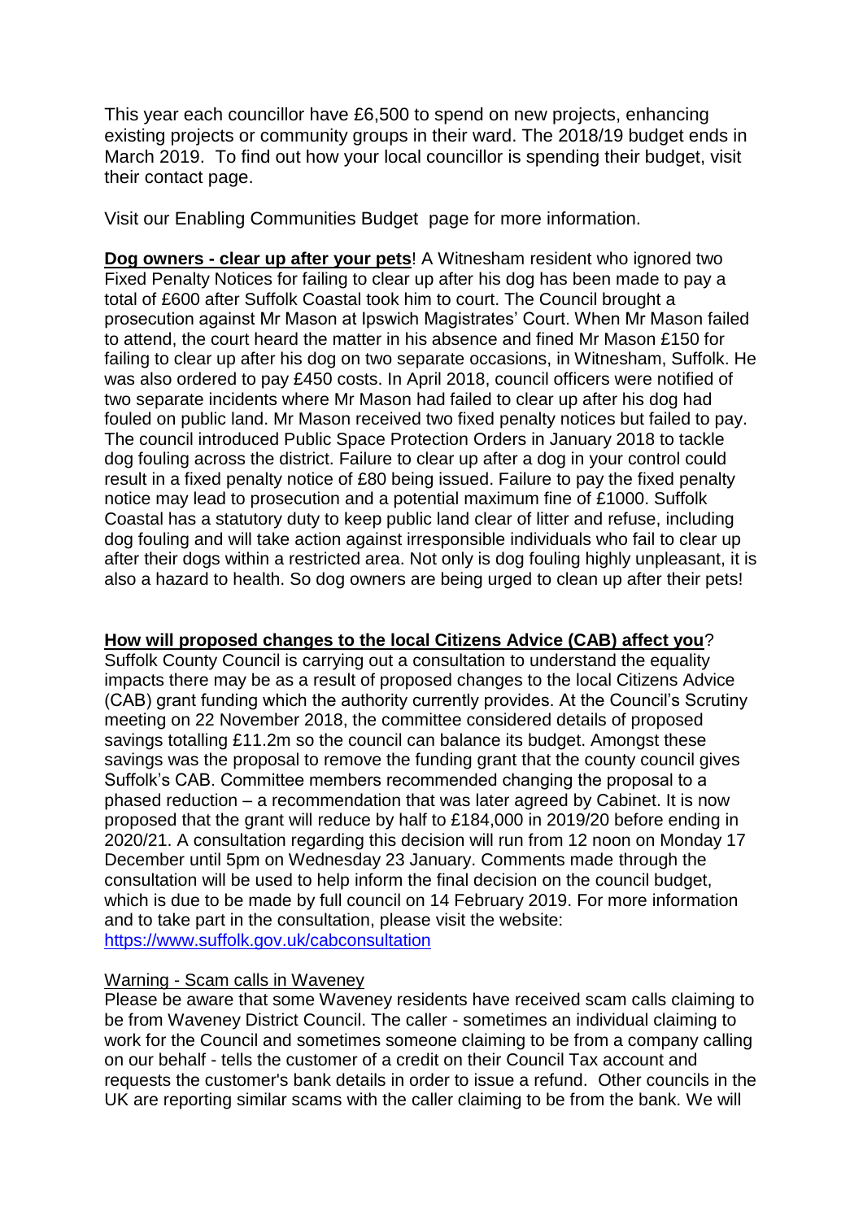This year each councillor have £6,500 to spend on new projects, enhancing existing projects or community groups in their ward. The 2018/19 budget ends in March 2019. To find out how your local councillor is spending their budget, visit their contact page.

Visit our Enabling Communities Budget page for more information.

**Dog owners - clear up after your pets**! A Witnesham resident who ignored two Fixed Penalty Notices for failing to clear up after his dog has been made to pay a total of £600 after Suffolk Coastal took him to court. The Council brought a prosecution against Mr Mason at Ipswich Magistrates' Court. When Mr Mason failed to attend, the court heard the matter in his absence and fined Mr Mason £150 for failing to clear up after his dog on two separate occasions, in Witnesham, Suffolk. He was also ordered to pay £450 costs. In April 2018, council officers were notified of two separate incidents where Mr Mason had failed to clear up after his dog had fouled on public land. Mr Mason received two fixed penalty notices but failed to pay. The council introduced Public Space Protection Orders in January 2018 to tackle dog fouling across the district. Failure to clear up after a dog in your control could result in a fixed penalty notice of £80 being issued. Failure to pay the fixed penalty notice may lead to prosecution and a potential maximum fine of £1000. Suffolk Coastal has a statutory duty to keep public land clear of litter and refuse, including dog fouling and will take action against irresponsible individuals who fail to clear up after their dogs within a restricted area. Not only is dog fouling highly unpleasant, it is also a hazard to health. So dog owners are being urged to clean up after their pets!

**How will proposed changes to the local Citizens Advice (CAB) affect you**?
Suffolk County Council is carrying out a consultation to understand the equality impacts there may be as a result of proposed changes to the local Citizens Advice (CAB) grant funding which the authority currently provides. At the Council's Scrutiny meeting on 22 November 2018, the committee considered details of proposed savings totalling £11.2m so the council can balance its budget. Amongst these savings was the proposal to remove the funding grant that the county council gives Suffolk's CAB. Committee members recommended changing the proposal to a phased reduction – a recommendation that was later agreed by Cabinet. It is now proposed that the grant will reduce by half to £184,000 in 2019/20 before ending in 2020/21. A consultation regarding this decision will run from 12 noon on Monday 17 December until 5pm on Wednesday 23 January. Comments made through the consultation will be used to help inform the final decision on the council budget, which is due to be made by full council on 14 February 2019. For more information and to take part in the consultation, please visit the website: https://www.suffolk.gov.uk/cabconsultation

Warning - Scam calls in Waveney
Please be aware that some Waveney residents have received scam calls claiming to be from Waveney District Council. The caller - sometimes an individual claiming to work for the Council and sometimes someone claiming to be from a company calling on our behalf - tells the customer of a credit on their Council Tax account and requests the customer's bank details in order to issue a refund. Other councils in the UK are reporting similar scams with the caller claiming to be from the bank. We will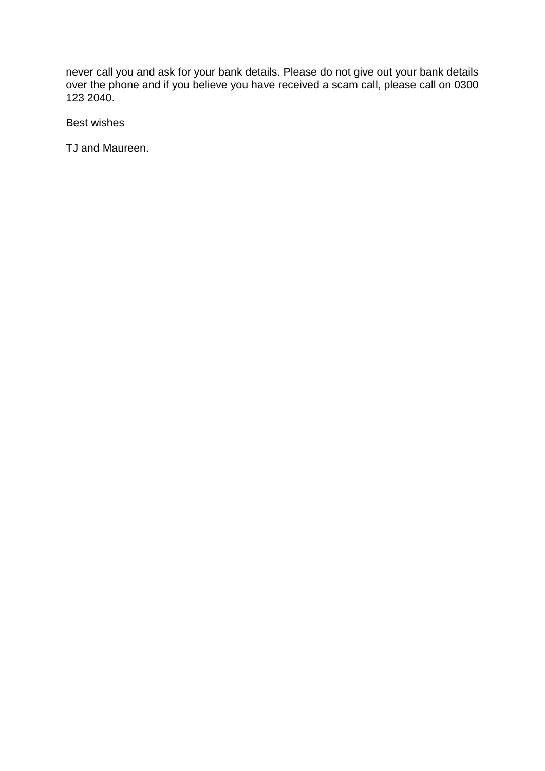never call you and ask for your bank details. Please do not give out your bank details over the phone and if you believe you have received a scam call, please call on 0300 123 2040.

Best wishes

TJ and Maureen.